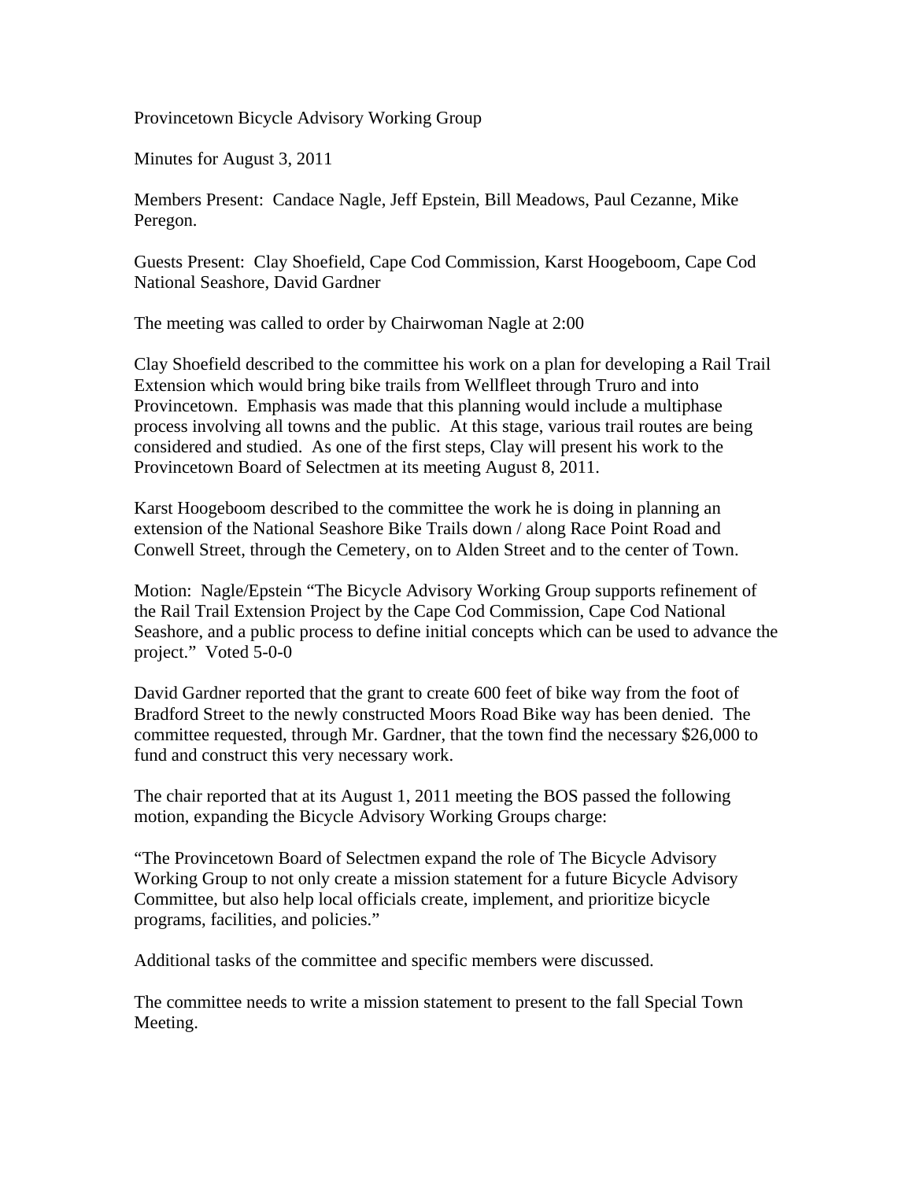Provincetown Bicycle Advisory Working Group

Minutes for August 3, 2011

Members Present: Candace Nagle, Jeff Epstein, Bill Meadows, Paul Cezanne, Mike Peregon.

Guests Present: Clay Shoefield, Cape Cod Commission, Karst Hoogeboom, Cape Cod National Seashore, David Gardner

The meeting was called to order by Chairwoman Nagle at 2:00

Clay Shoefield described to the committee his work on a plan for developing a Rail Trail Extension which would bring bike trails from Wellfleet through Truro and into Provincetown. Emphasis was made that this planning would include a multiphase process involving all towns and the public. At this stage, various trail routes are being considered and studied. As one of the first steps, Clay will present his work to the Provincetown Board of Selectmen at its meeting August 8, 2011.

Karst Hoogeboom described to the committee the work he is doing in planning an extension of the National Seashore Bike Trails down / along Race Point Road and Conwell Street, through the Cemetery, on to Alden Street and to the center of Town.

Motion: Nagle/Epstein "The Bicycle Advisory Working Group supports refinement of the Rail Trail Extension Project by the Cape Cod Commission, Cape Cod National Seashore, and a public process to define initial concepts which can be used to advance the project." Voted 5-0-0

David Gardner reported that the grant to create 600 feet of bike way from the foot of Bradford Street to the newly constructed Moors Road Bike way has been denied. The committee requested, through Mr. Gardner, that the town find the necessary $26,000 to fund and construct this very necessary work.

The chair reported that at its August 1, 2011 meeting the BOS passed the following motion, expanding the Bicycle Advisory Working Groups charge:

"The Provincetown Board of Selectmen expand the role of The Bicycle Advisory Working Group to not only create a mission statement for a future Bicycle Advisory Committee, but also help local officials create, implement, and prioritize bicycle programs, facilities, and policies."

Additional tasks of the committee and specific members were discussed.

The committee needs to write a mission statement to present to the fall Special Town Meeting.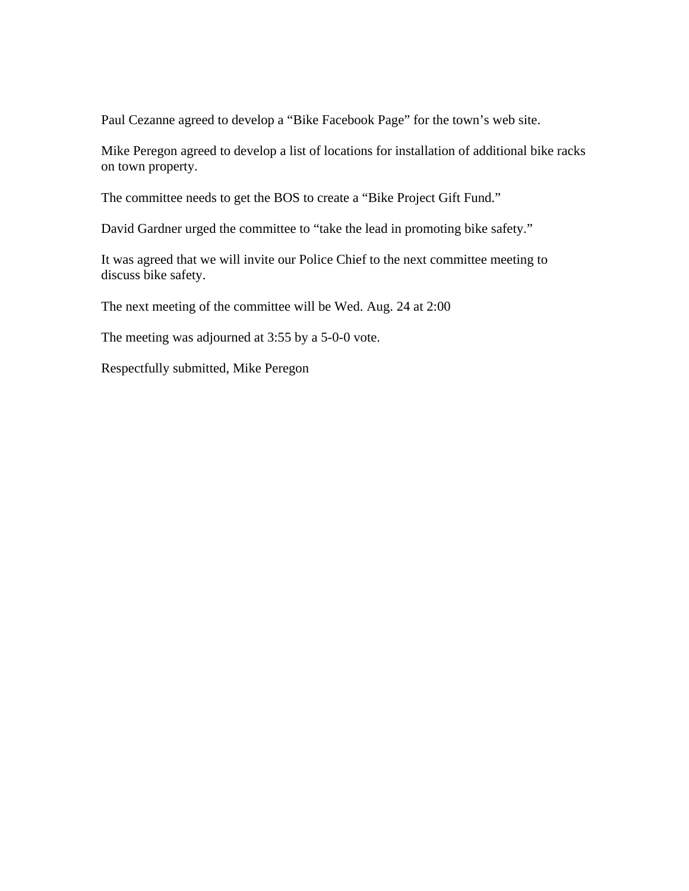Paul Cezanne agreed to develop a “Bike Facebook Page” for the town’s web site.

Mike Peregon agreed to develop a list of locations for installation of additional bike racks on town property.

The committee needs to get the BOS to create a “Bike Project Gift Fund.”

David Gardner urged the committee to “take the lead in promoting bike safety.”

It was agreed that we will invite our Police Chief to the next committee meeting to discuss bike safety.

The next meeting of the committee will be Wed. Aug. 24 at 2:00

The meeting was adjourned at 3:55 by a 5-0-0 vote.

Respectfully submitted, Mike Peregon